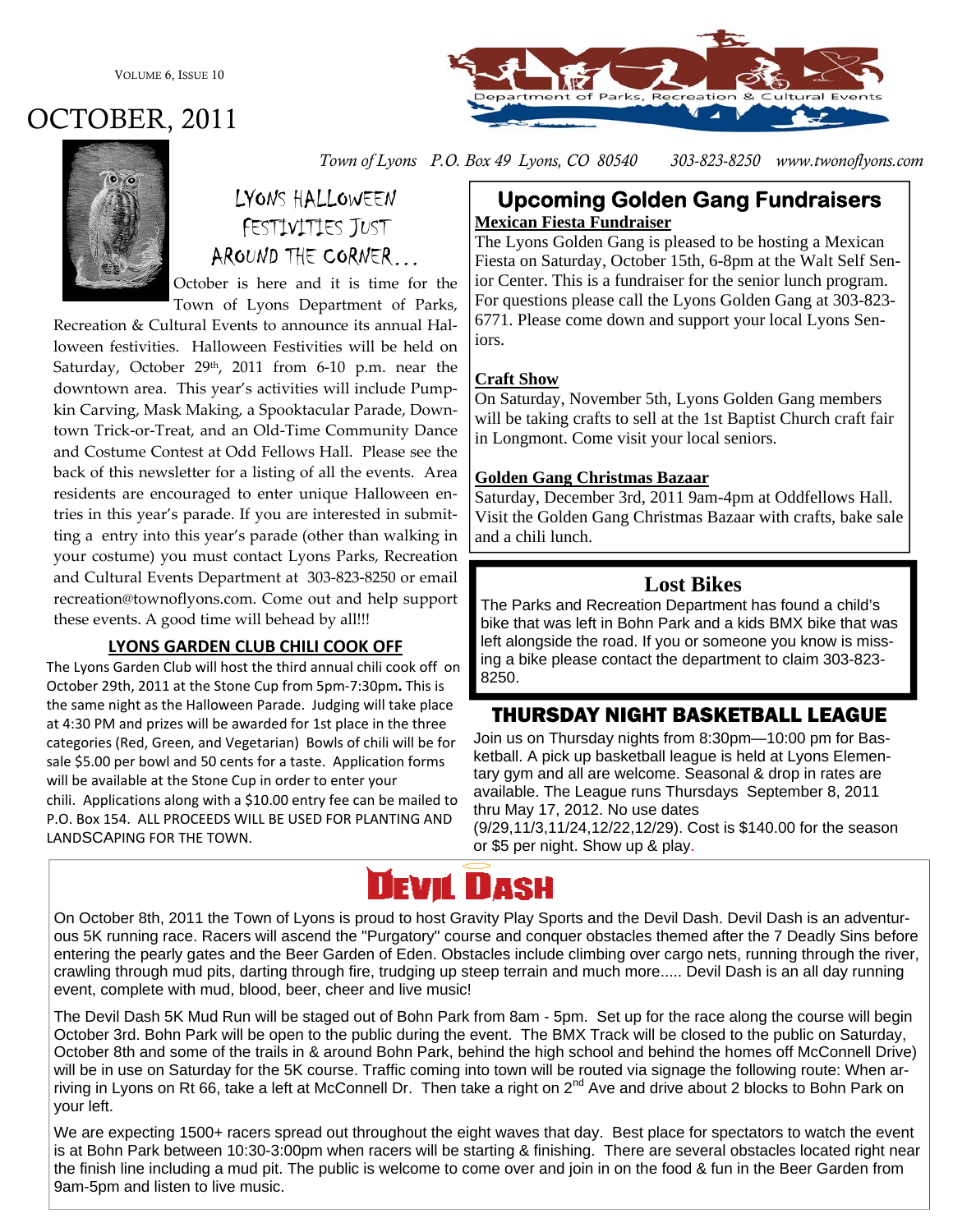# OCTOBER, 2011

*Town of Lyons P.O. Box 49 Lyons, CO 80540 303-823-8250 www.twonoflyons.com*

## LYONS HALLOWEEN FESTIVITIES JUST AROUND THE CORNER…

October is here and it is time for the Town of Lyons Department of Parks, Recreation & Cultural Events to announce its annual Halloween festivities. Halloween Festivities will be held on Saturday, October 29th, 2011 from 6-10 p.m. near the downtown area. This year's activities will include Pumpkin Carving, Mask Making, a Spooktacular Parade, Downtown Trick-or-Treat, and an Old-Time Community Dance and Costume Contest at Odd Fellows Hall. Please see the back of this newsletter for a listing of all the events. Area residents are encouraged to enter unique Halloween entries in this year's parade. If you are interested in submitting a entry into this year's parade (other than walking in your costume) you must contact Lyons Parks, Recreation and Cultural Events Department at 303-823-8250 or email recreation@townoflyons.com. Come out and help support these events. A good time will behead by all!!!

### LYONS GARDEN CLUB CHILI COOK OFF

The Lyons Garden Club will host the third annual chili cook off on October 29th, 2011 at the Stone Cup from 5pm-7:30pm**.** This is the same night as the Halloween Parade. Judging will take place at 4:30 PM and prizes will be awarded for 1st place in the three categories (Red, Green, and Vegetarian) Bowls of chili will be for sale $5.00 per bowl and 50 cents for a taste. Application forms will be available at the Stone Cup in order to enter your chili. Applications along with a $10.00 entry fee can be mailed to P.O. Box 154. ALL PROCEEDS WILL BE USED FOR PLANTING AND LANDSCAPING FOR THE TOWN.

## Upcoming Golden Gang Fundraisers

**Mexican Fiesta Fundraiser**

The Lyons Golden Gang is pleased to be hosting a Mexican Fiesta on Saturday, October 15th, 6-8pm at the Walt Self Senior Center. This is a fundraiser for the senior lunch program. For questions please call the Lyons Golden Gang at 303-823-6771. Please come down and support your local Lyons Seniors.

**Craft Show**

On Saturday, November 5th, Lyons Golden Gang members will be taking crafts to sell at the 1st Baptist Church craft fair in Longmont. Come visit your local seniors.

**Golden Gang Christmas Bazaar**

Saturday, December 3rd, 2011 9am-4pm at Oddfellows Hall. Visit the Golden Gang Christmas Bazaar with crafts, bake sale and a chili lunch.

## Lost Bikes

The Parks and Recreation Department has found a child's bike that was left in Bohn Park and a kids BMX bike that was left alongside the road. If you or someone you know is missing a bike please contact the department to claim 303-823-8250.

## THURSDAY NIGHT BASKETBALL LEAGUE

Join us on Thursday nights from 8:30pm—10:00 pm for Basketball. A pick up basketball league is held at Lyons Elementary gym and all are welcome. Seasonal & drop in rates are available. The League runs Thursdays September 8, 2011 thru May 17, 2012. No use dates (9/29,11/3,11/24,12/22,12/29). Cost is $140.00 for the season or $5 per night. Show up & play.

## DEVIL DASH

On October 8th, 2011 the Town of Lyons is proud to host Gravity Play Sports and the Devil Dash. Devil Dash is an adventurous 5K running race. Racers will ascend the "Purgatory" course and conquer obstacles themed after the 7 Deadly Sins before entering the pearly gates and the Beer Garden of Eden. Obstacles include climbing over cargo nets, running through the river, crawling through mud pits, darting through fire, trudging up steep terrain and much more..... Devil Dash is an all day running event, complete with mud, blood, beer, cheer and live music!

The Devil Dash 5K Mud Run will be staged out of Bohn Park from 8am - 5pm. Set up for the race along the course will begin October 3rd. Bohn Park will be open to the public during the event. The BMX Track will be closed to the public on Saturday, October 8th and some of the trails in & around Bohn Park, behind the high school and behind the homes off McConnell Drive) will be in use on Saturday for the 5K course. Traffic coming into town will be routed via signage the following route: When arriving in Lyons on Rt 66, take a left at McConnell Dr. Then take a right on 2nd Ave and drive about 2 blocks to Bohn Park on your left.

We are expecting 1500+ racers spread out throughout the eight waves that day. Best place for spectators to watch the event is at Bohn Park between 10:30-3:00pm when racers will be starting & finishing. There are several obstacles located right near the finish line including a mud pit. The public is welcome to come over and join in on the food & fun in the Beer Garden from 9am-5pm and listen to live music.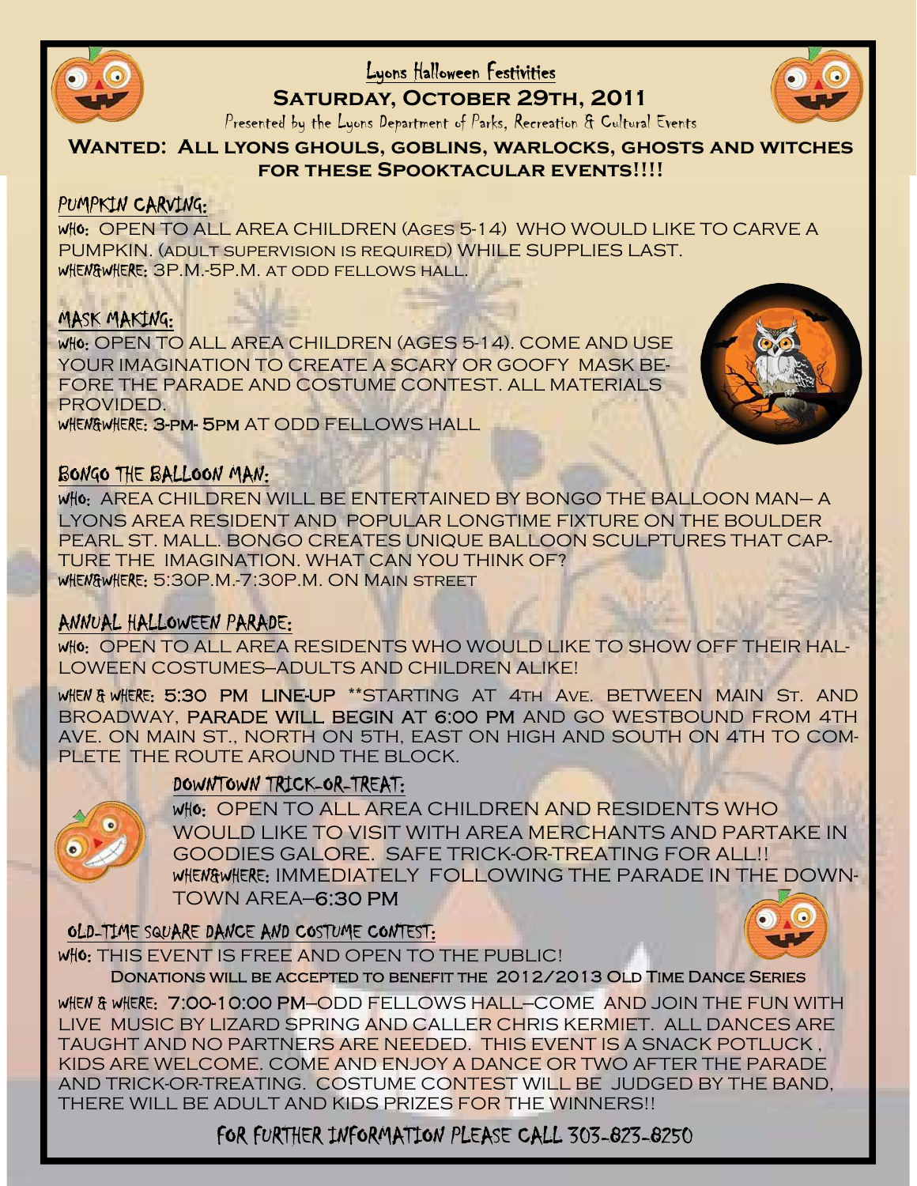# Lyons Halloween Festivities

## Saturday, October 29th, 2011

Presented by the Lyons Department of Parks, Recreation & Cultural Events

**Wanted: All Lyons ghouls, goblins, warlocks, ghosts and witches for these Spooktacular events!!!!**

### PUMPKIN CARVING:

WHO: OPEN TO ALL AREA CHILDREN (AGES 5-14) WHO WOULD LIKE TO CARVE A PUMPKIN. (ADULT SUPERVISION IS REQUIRED) WHILE SUPPLIES LAST.
WHEN&WHERE: 3P.M.-5P.M. AT ODD FELLOWS HALL.

### MASK MAKING:

WHO: OPEN TO ALL AREA CHILDREN (AGES 5-14). COME AND USE YOUR IMAGINATION TO CREATE A SCARY OR GOOFY MASK BEFORE THE PARADE AND COSTUME CONTEST. ALL MATERIALS PROVIDED.
WHEN&WHERE: 3-PM- 5PM AT ODD FELLOWS HALL

### BONGO THE BALLOON MAN:

WHO: AREA CHILDREN WILL BE ENTERTAINED BY BONGO THE BALLOON MAN– A LYONS AREA RESIDENT AND POPULAR LONGTIME FIXTURE ON THE BOULDER PEARL ST. MALL. BONGO CREATES UNIQUE BALLOON SCULPTURES THAT CAPTURE THE IMAGINATION. WHAT CAN YOU THINK OF?
WHEN&WHERE: 5:30P.M.-7:30P.M. ON MAIN STREET

### ANNUAL HALLOWEEN PARADE:

WHO: OPEN TO ALL AREA RESIDENTS WHO WOULD LIKE TO SHOW OFF THEIR HALLOWEEN COSTUMES–ADULTS AND CHILDREN ALIKE!

WHEN & WHERE: **5:30 PM LINE-UP** **STARTING AT 4TH AVE. BETWEEN MAIN ST. AND BROADWAY, **PARADE WILL BEGIN AT 6:00 PM** AND GO WESTBOUND FROM 4TH AVE. ON MAIN ST., NORTH ON 5TH, EAST ON HIGH AND SOUTH ON 4TH TO COMPLETE THE ROUTE AROUND THE BLOCK.

### DOWNTOWN TRICK-OR-TREAT:

WHO: OPEN TO ALL AREA CHILDREN AND RESIDENTS WHO WOULD LIKE TO VISIT WITH AREA MERCHANTS AND PARTAKE IN GOODIES GALORE. SAFE TRICK-OR-TREATING FOR ALL!!
WHEN&WHERE: IMMEDIATELY FOLLOWING THE PARADE IN THE DOWNTOWN AREA–**6:30 PM**

### OLD-TIME SQUARE DANCE AND COSTUME CONTEST:

WHO: THIS EVENT IS FREE AND OPEN TO THE PUBLIC!
**DONATIONS WILL BE ACCEPTED TO BENEFIT THE 2012/2013 OLD TIME DANCE SERIES**

WHEN & WHERE: **7:00-10:00 PM**–ODD FELLOWS HALL–COME AND JOIN THE FUN WITH LIVE MUSIC BY LIZARD SPRING AND CALLER CHRIS KERMIET. ALL DANCES ARE TAUGHT AND NO PARTNERS ARE NEEDED. THIS EVENT IS A SNACK POTLUCK , KIDS ARE WELCOME. COME AND ENJOY A DANCE OR TWO AFTER THE PARADE AND TRICK-OR-TREATING. COSTUME CONTEST WILL BE JUDGED BY THE BAND, THERE WILL BE ADULT AND KIDS PRIZES FOR THE WINNERS!!

FOR FURTHER INFORMATION PLEASE CALL 303-823-8250